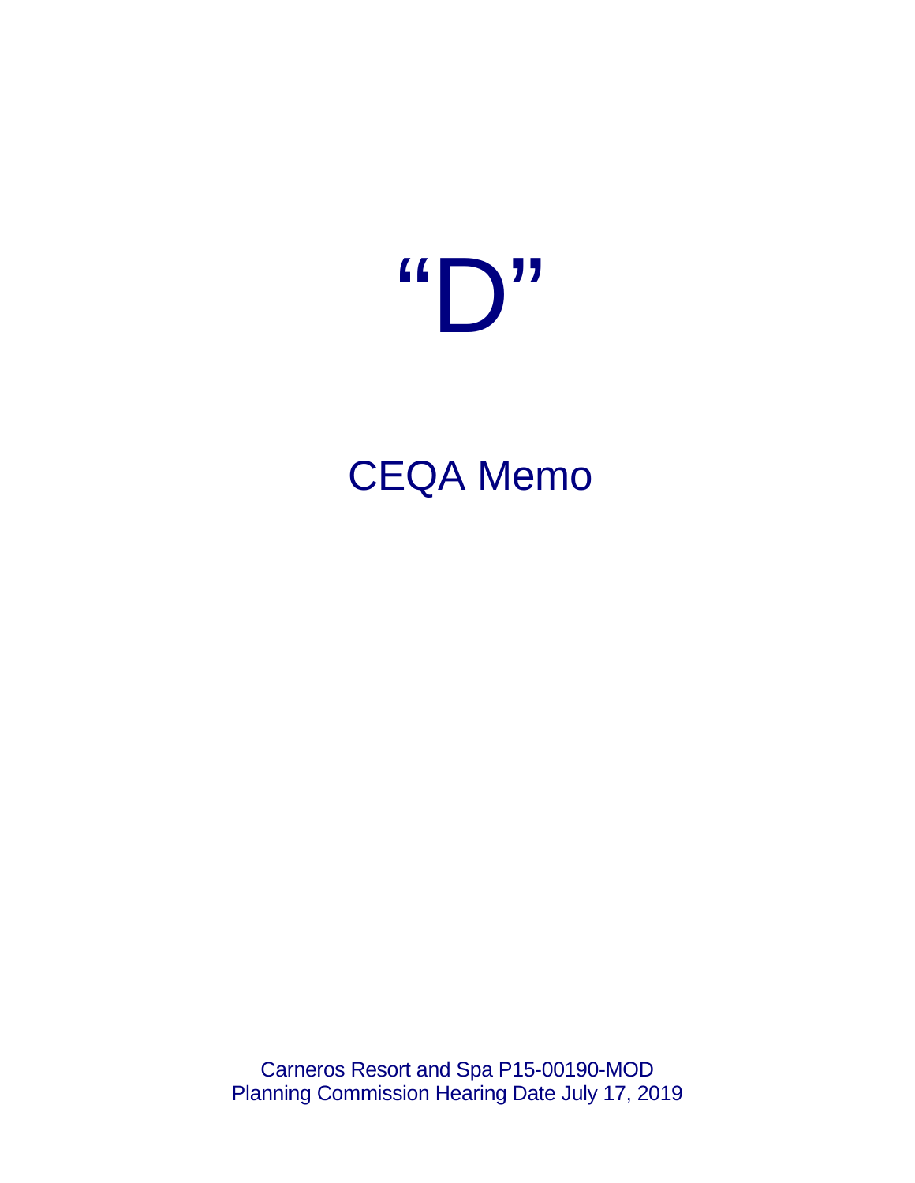# "D"

## CEQA Memo

Carneros Resort and Spa P15-00190-MOD
Planning Commission Hearing Date July 17, 2019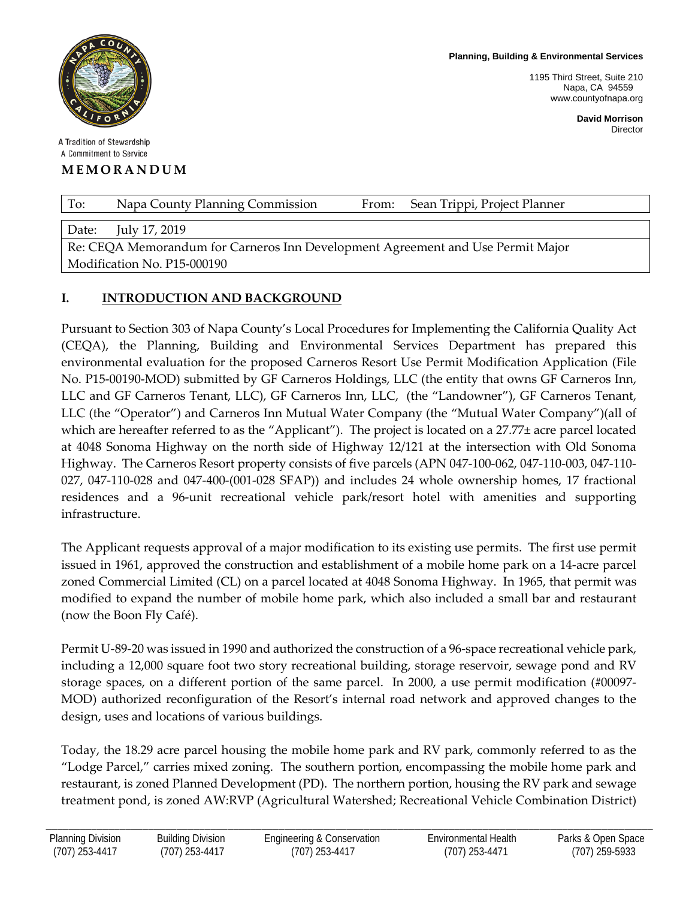Planning, Building & Environmental Services

1195 Third Street, Suite 210
Napa, CA 94559
www.countyofnapa.org

David Morrison
Director

A Tradition of Stewardship
A Commitment to Service

# MEMORANDUM

| To: | Napa County Planning Commission | From: | Sean Trippi, Project Planner |
|---|---|---|---|
| Date: | July 17, 2019 | | |
| Re: CEQA Memorandum for Carneros Inn Development Agreement and Use Permit Major Modification No. P15-000190 | | | |

## I. INTRODUCTION AND BACKGROUND

Pursuant to Section 303 of Napa County's Local Procedures for Implementing the California Quality Act (CEQA), the Planning, Building and Environmental Services Department has prepared this environmental evaluation for the proposed Carneros Resort Use Permit Modification Application (File No. P15-00190-MOD) submitted by GF Carneros Holdings, LLC (the entity that owns GF Carneros Inn, LLC and GF Carneros Tenant, LLC), GF Carneros Inn, LLC, (the "Landowner"), GF Carneros Tenant, LLC (the "Operator") and Carneros Inn Mutual Water Company (the "Mutual Water Company")(all of which are hereafter referred to as the "Applicant"). The project is located on a 27.77± acre parcel located at 4048 Sonoma Highway on the north side of Highway 12/121 at the intersection with Old Sonoma Highway. The Carneros Resort property consists of five parcels (APN 047-100-062, 047-110-003, 047-110-027, 047-110-028 and 047-400-(001-028 SFAP)) and includes 24 whole ownership homes, 17 fractional residences and a 96-unit recreational vehicle park/resort hotel with amenities and supporting infrastructure.

The Applicant requests approval of a major modification to its existing use permits. The first use permit issued in 1961, approved the construction and establishment of a mobile home park on a 14-acre parcel zoned Commercial Limited (CL) on a parcel located at 4048 Sonoma Highway. In 1965, that permit was modified to expand the number of mobile home park, which also included a small bar and restaurant (now the Boon Fly Café).

Permit U-89-20 was issued in 1990 and authorized the construction of a 96-space recreational vehicle park, including a 12,000 square foot two story recreational building, storage reservoir, sewage pond and RV storage spaces, on a different portion of the same parcel. In 2000, a use permit modification (#00097-MOD) authorized reconfiguration of the Resort's internal road network and approved changes to the design, uses and locations of various buildings.

Today, the 18.29 acre parcel housing the mobile home park and RV park, commonly referred to as the "Lodge Parcel," carries mixed zoning. The southern portion, encompassing the mobile home park and restaurant, is zoned Planned Development (PD). The northern portion, housing the RV park and sewage treatment pond, is zoned AW:RVP (Agricultural Watershed; Recreational Vehicle Combination District)

| Planning Division | Building Division | Engineering & Conservation | Environmental Health | Parks & Open Space |
|---|---|---|---|---|
| (707) 253-4417 | (707) 253-4417 | (707) 253-4417 | (707) 253-4471 | (707) 259-5933 |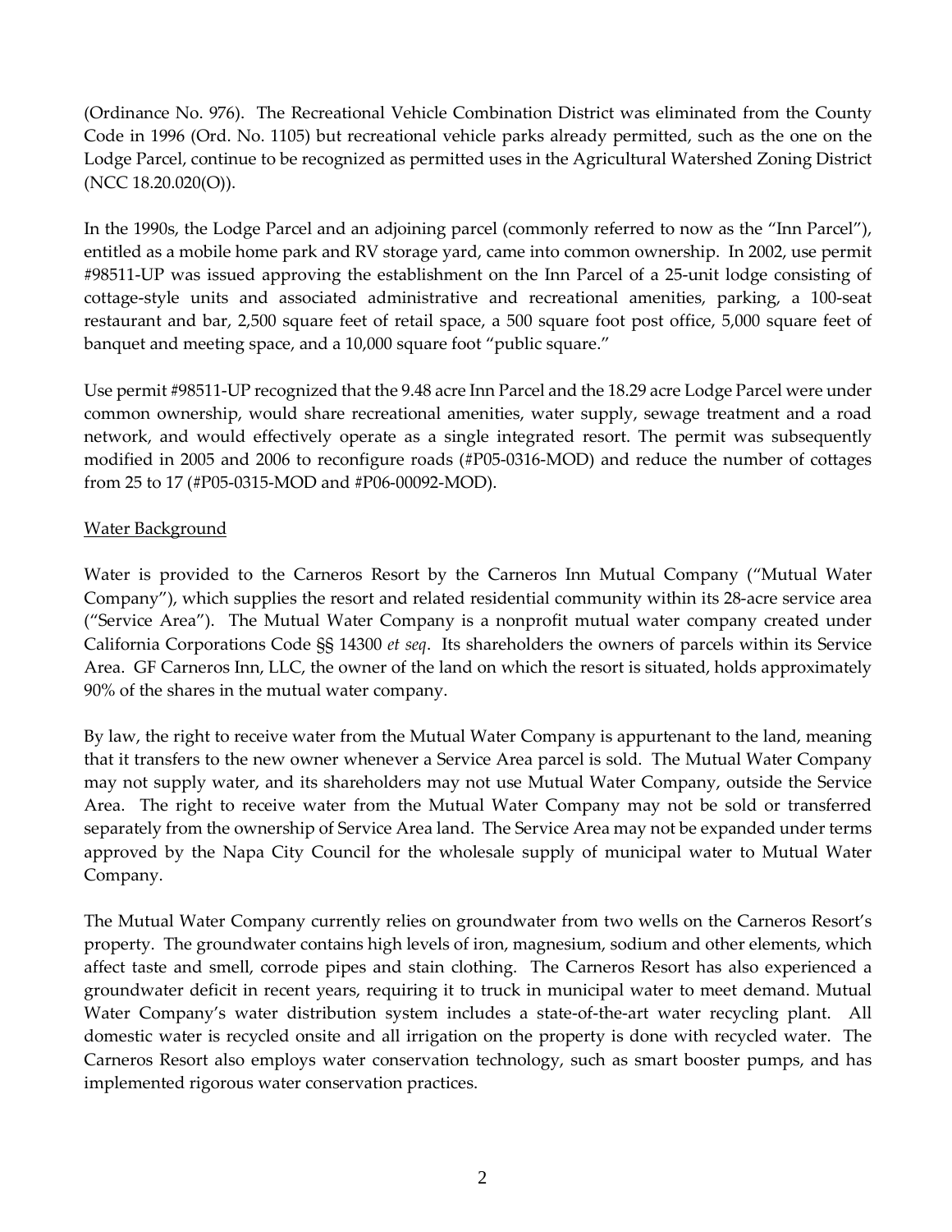(Ordinance No. 976). The Recreational Vehicle Combination District was eliminated from the County Code in 1996 (Ord. No. 1105) but recreational vehicle parks already permitted, such as the one on the Lodge Parcel, continue to be recognized as permitted uses in the Agricultural Watershed Zoning District (NCC 18.20.020(O)).

In the 1990s, the Lodge Parcel and an adjoining parcel (commonly referred to now as the "Inn Parcel"), entitled as a mobile home park and RV storage yard, came into common ownership. In 2002, use permit #98511-UP was issued approving the establishment on the Inn Parcel of a 25-unit lodge consisting of cottage-style units and associated administrative and recreational amenities, parking, a 100-seat restaurant and bar, 2,500 square feet of retail space, a 500 square foot post office, 5,000 square feet of banquet and meeting space, and a 10,000 square foot "public square."

Use permit #98511-UP recognized that the 9.48 acre Inn Parcel and the 18.29 acre Lodge Parcel were under common ownership, would share recreational amenities, water supply, sewage treatment and a road network, and would effectively operate as a single integrated resort. The permit was subsequently modified in 2005 and 2006 to reconfigure roads (#P05-0316-MOD) and reduce the number of cottages from 25 to 17 (#P05-0315-MOD and #P06-00092-MOD).

<u>Water Background</u>

Water is provided to the Carneros Resort by the Carneros Inn Mutual Company ("Mutual Water Company"), which supplies the resort and related residential community within its 28-acre service area ("Service Area"). The Mutual Water Company is a nonprofit mutual water company created under California Corporations Code §§ 14300 *et seq*. Its shareholders the owners of parcels within its Service Area. GF Carneros Inn, LLC, the owner of the land on which the resort is situated, holds approximately 90% of the shares in the mutual water company.

By law, the right to receive water from the Mutual Water Company is appurtenant to the land, meaning that it transfers to the new owner whenever a Service Area parcel is sold. The Mutual Water Company may not supply water, and its shareholders may not use Mutual Water Company, outside the Service Area. The right to receive water from the Mutual Water Company may not be sold or transferred separately from the ownership of Service Area land. The Service Area may not be expanded under terms approved by the Napa City Council for the wholesale supply of municipal water to Mutual Water Company.

The Mutual Water Company currently relies on groundwater from two wells on the Carneros Resort's property. The groundwater contains high levels of iron, magnesium, sodium and other elements, which affect taste and smell, corrode pipes and stain clothing. The Carneros Resort has also experienced a groundwater deficit in recent years, requiring it to truck in municipal water to meet demand. Mutual Water Company's water distribution system includes a state-of-the-art water recycling plant. All domestic water is recycled onsite and all irrigation on the property is done with recycled water. The Carneros Resort also employs water conservation technology, such as smart booster pumps, and has implemented rigorous water conservation practices.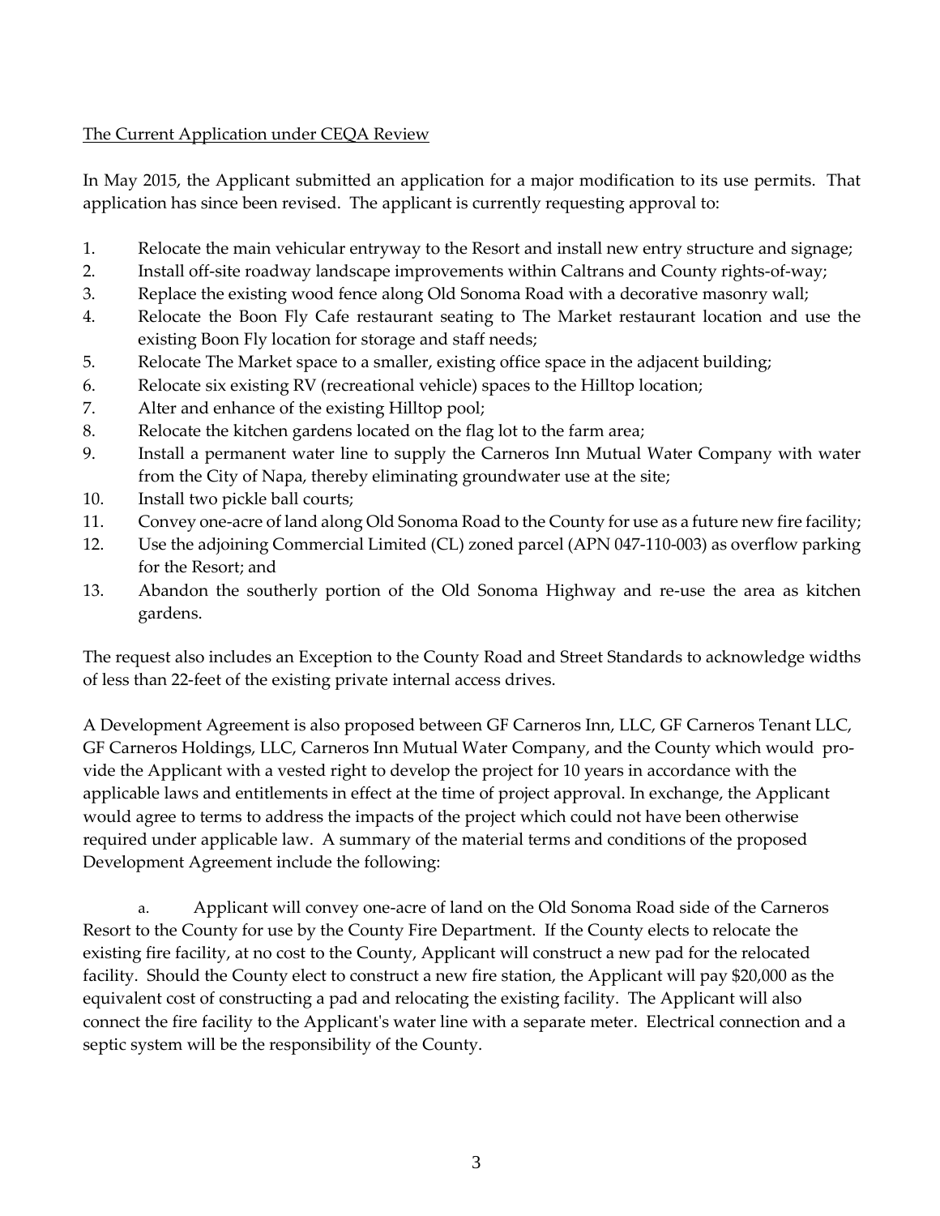The Current Application under CEQA Review

In May 2015, the Applicant submitted an application for a major modification to its use permits. That application has since been revised. The applicant is currently requesting approval to:

1. Relocate the main vehicular entryway to the Resort and install new entry structure and signage;
2. Install off-site roadway landscape improvements within Caltrans and County rights-of-way;
3. Replace the existing wood fence along Old Sonoma Road with a decorative masonry wall;
4. Relocate the Boon Fly Cafe restaurant seating to The Market restaurant location and use the existing Boon Fly location for storage and staff needs;
5. Relocate The Market space to a smaller, existing office space in the adjacent building;
6. Relocate six existing RV (recreational vehicle) spaces to the Hilltop location;
7. Alter and enhance of the existing Hilltop pool;
8. Relocate the kitchen gardens located on the flag lot to the farm area;
9. Install a permanent water line to supply the Carneros Inn Mutual Water Company with water from the City of Napa, thereby eliminating groundwater use at the site;
10. Install two pickle ball courts;
11. Convey one-acre of land along Old Sonoma Road to the County for use as a future new fire facility;
12. Use the adjoining Commercial Limited (CL) zoned parcel (APN 047-110-003) as overflow parking for the Resort; and
13. Abandon the southerly portion of the Old Sonoma Highway and re-use the area as kitchen gardens.

The request also includes an Exception to the County Road and Street Standards to acknowledge widths of less than 22-feet of the existing private internal access drives.

A Development Agreement is also proposed between GF Carneros Inn, LLC, GF Carneros Tenant LLC, GF Carneros Holdings, LLC, Carneros Inn Mutual Water Company, and the County which would provide the Applicant with a vested right to develop the project for 10 years in accordance with the applicable laws and entitlements in effect at the time of project approval. In exchange, the Applicant would agree to terms to address the impacts of the project which could not have been otherwise required under applicable law. A summary of the material terms and conditions of the proposed Development Agreement include the following:

a. Applicant will convey one-acre of land on the Old Sonoma Road side of the Carneros Resort to the County for use by the County Fire Department. If the County elects to relocate the existing fire facility, at no cost to the County, Applicant will construct a new pad for the relocated facility. Should the County elect to construct a new fire station, the Applicant will pay $20,000 as the equivalent cost of constructing a pad and relocating the existing facility. The Applicant will also connect the fire facility to the Applicant's water line with a separate meter. Electrical connection and a septic system will be the responsibility of the County.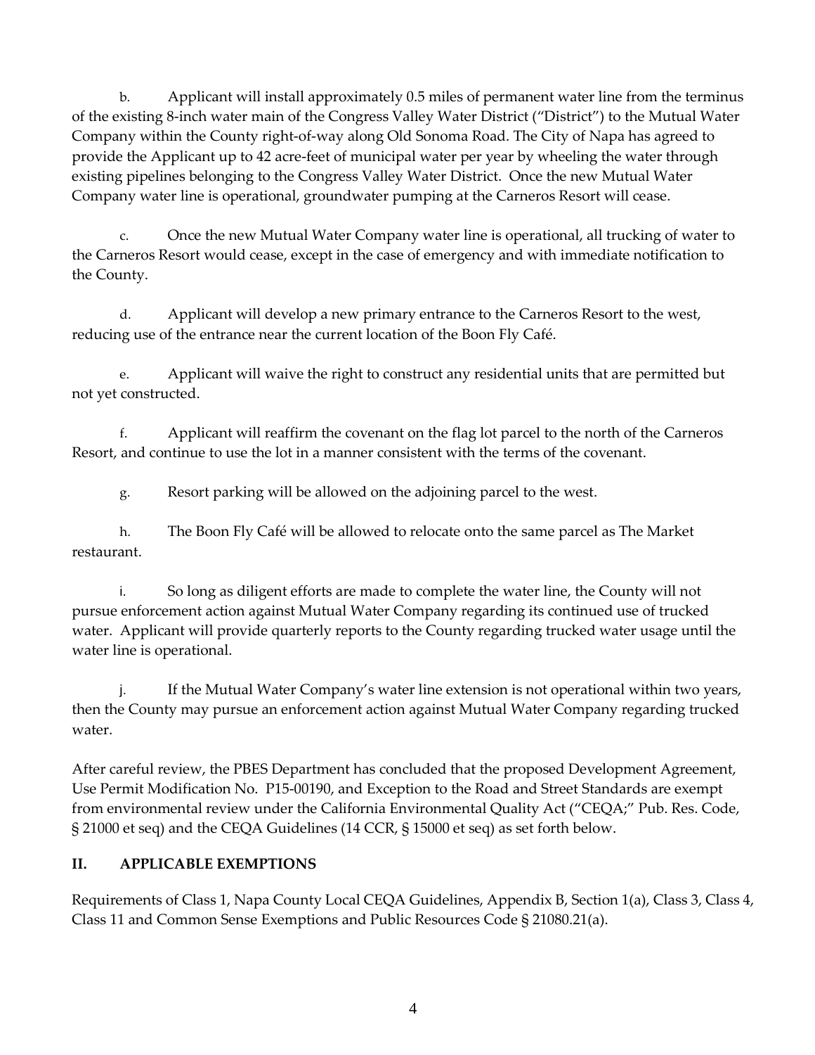b. Applicant will install approximately 0.5 miles of permanent water line from the terminus of the existing 8-inch water main of the Congress Valley Water District ("District") to the Mutual Water Company within the County right-of-way along Old Sonoma Road. The City of Napa has agreed to provide the Applicant up to 42 acre-feet of municipal water per year by wheeling the water through existing pipelines belonging to the Congress Valley Water District. Once the new Mutual Water Company water line is operational, groundwater pumping at the Carneros Resort will cease.

c. Once the new Mutual Water Company water line is operational, all trucking of water to the Carneros Resort would cease, except in the case of emergency and with immediate notification to the County.

d. Applicant will develop a new primary entrance to the Carneros Resort to the west, reducing use of the entrance near the current location of the Boon Fly Café.

e. Applicant will waive the right to construct any residential units that are permitted but not yet constructed.

f. Applicant will reaffirm the covenant on the flag lot parcel to the north of the Carneros Resort, and continue to use the lot in a manner consistent with the terms of the covenant.

g. Resort parking will be allowed on the adjoining parcel to the west.

h. The Boon Fly Café will be allowed to relocate onto the same parcel as The Market restaurant.

i. So long as diligent efforts are made to complete the water line, the County will not pursue enforcement action against Mutual Water Company regarding its continued use of trucked water. Applicant will provide quarterly reports to the County regarding trucked water usage until the water line is operational.

j. If the Mutual Water Company's water line extension is not operational within two years, then the County may pursue an enforcement action against Mutual Water Company regarding trucked water.

After careful review, the PBES Department has concluded that the proposed Development Agreement, Use Permit Modification No. P15-00190, and Exception to the Road and Street Standards are exempt from environmental review under the California Environmental Quality Act ("CEQA;" Pub. Res. Code, § 21000 et seq) and the CEQA Guidelines (14 CCR, § 15000 et seq) as set forth below.

## II. APPLICABLE EXEMPTIONS

Requirements of Class 1, Napa County Local CEQA Guidelines, Appendix B, Section 1(a), Class 3, Class 4, Class 11 and Common Sense Exemptions and Public Resources Code § 21080.21(a).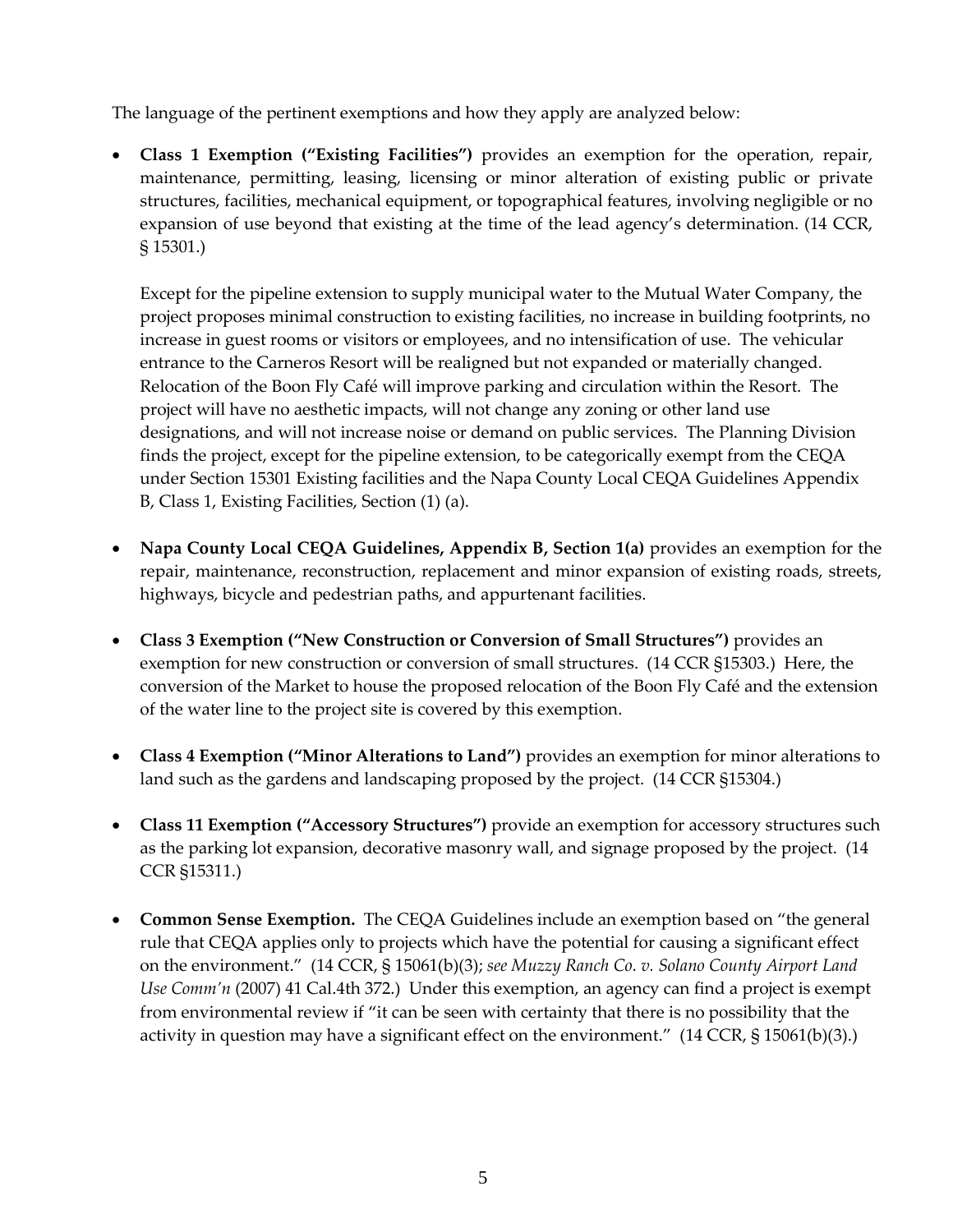The language of the pertinent exemptions and how they apply are analyzed below:

- **Class 1 Exemption ("Existing Facilities")** provides an exemption for the operation, repair, maintenance, permitting, leasing, licensing or minor alteration of existing public or private structures, facilities, mechanical equipment, or topographical features, involving negligible or no expansion of use beyond that existing at the time of the lead agency's determination. (14 CCR, § 15301.)

  Except for the pipeline extension to supply municipal water to the Mutual Water Company, the project proposes minimal construction to existing facilities, no increase in building footprints, no increase in guest rooms or visitors or employees, and no intensification of use. The vehicular entrance to the Carneros Resort will be realigned but not expanded or materially changed. Relocation of the Boon Fly Café will improve parking and circulation within the Resort. The project will have no aesthetic impacts, will not change any zoning or other land use designations, and will not increase noise or demand on public services. The Planning Division finds the project, except for the pipeline extension, to be categorically exempt from the CEQA under Section 15301 Existing facilities and the Napa County Local CEQA Guidelines Appendix B, Class 1, Existing Facilities, Section (1) (a).

- **Napa County Local CEQA Guidelines, Appendix B, Section 1(a)** provides an exemption for the repair, maintenance, reconstruction, replacement and minor expansion of existing roads, streets, highways, bicycle and pedestrian paths, and appurtenant facilities.

- **Class 3 Exemption ("New Construction or Conversion of Small Structures")** provides an exemption for new construction or conversion of small structures. (14 CCR §15303.) Here, the conversion of the Market to house the proposed relocation of the Boon Fly Café and the extension of the water line to the project site is covered by this exemption.

- **Class 4 Exemption ("Minor Alterations to Land")** provides an exemption for minor alterations to land such as the gardens and landscaping proposed by the project. (14 CCR §15304.)

- **Class 11 Exemption ("Accessory Structures")** provide an exemption for accessory structures such as the parking lot expansion, decorative masonry wall, and signage proposed by the project. (14 CCR §15311.)

- **Common Sense Exemption.** The CEQA Guidelines include an exemption based on "the general rule that CEQA applies only to projects which have the potential for causing a significant effect on the environment." (14 CCR, § 15061(b)(3); *see Muzzy Ranch Co. v. Solano County Airport Land Use Comm'n* (2007) 41 Cal.4th 372.) Under this exemption, an agency can find a project is exempt from environmental review if "it can be seen with certainty that there is no possibility that the activity in question may have a significant effect on the environment." (14 CCR, § 15061(b)(3).)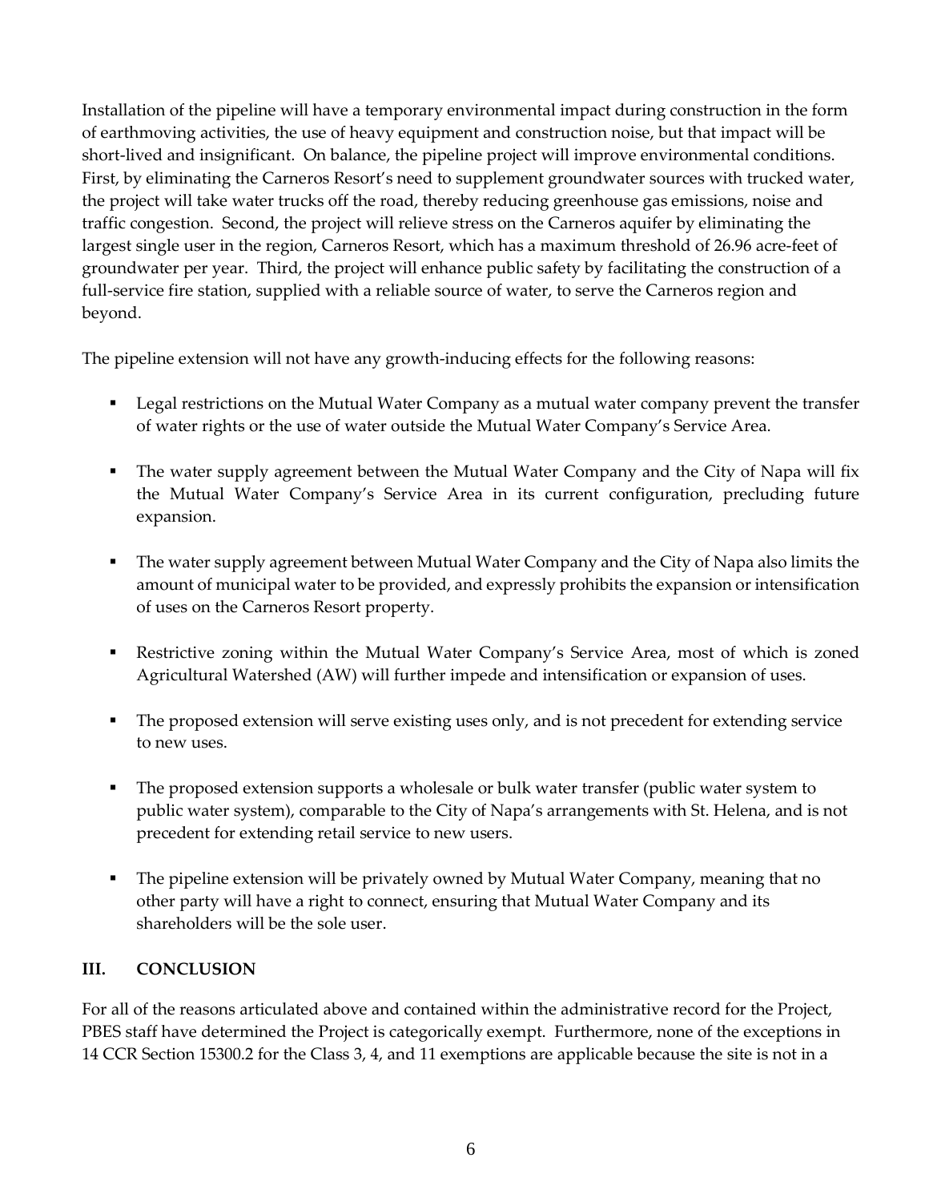Installation of the pipeline will have a temporary environmental impact during construction in the form of earthmoving activities, the use of heavy equipment and construction noise, but that impact will be short-lived and insignificant. On balance, the pipeline project will improve environmental conditions. First, by eliminating the Carneros Resort's need to supplement groundwater sources with trucked water, the project will take water trucks off the road, thereby reducing greenhouse gas emissions, noise and traffic congestion. Second, the project will relieve stress on the Carneros aquifer by eliminating the largest single user in the region, Carneros Resort, which has a maximum threshold of 26.96 acre-feet of groundwater per year. Third, the project will enhance public safety by facilitating the construction of a full-service fire station, supplied with a reliable source of water, to serve the Carneros region and beyond.

The pipeline extension will not have any growth-inducing effects for the following reasons:

- Legal restrictions on the Mutual Water Company as a mutual water company prevent the transfer of water rights or the use of water outside the Mutual Water Company's Service Area.
- The water supply agreement between the Mutual Water Company and the City of Napa will fix the Mutual Water Company's Service Area in its current configuration, precluding future expansion.
- The water supply agreement between Mutual Water Company and the City of Napa also limits the amount of municipal water to be provided, and expressly prohibits the expansion or intensification of uses on the Carneros Resort property.
- Restrictive zoning within the Mutual Water Company's Service Area, most of which is zoned Agricultural Watershed (AW) will further impede and intensification or expansion of uses.
- The proposed extension will serve existing uses only, and is not precedent for extending service to new uses.
- The proposed extension supports a wholesale or bulk water transfer (public water system to public water system), comparable to the City of Napa's arrangements with St. Helena, and is not precedent for extending retail service to new users.
- The pipeline extension will be privately owned by Mutual Water Company, meaning that no other party will have a right to connect, ensuring that Mutual Water Company and its shareholders will be the sole user.

## III. CONCLUSION

For all of the reasons articulated above and contained within the administrative record for the Project, PBES staff have determined the Project is categorically exempt. Furthermore, none of the exceptions in 14 CCR Section 15300.2 for the Class 3, 4, and 11 exemptions are applicable because the site is not in a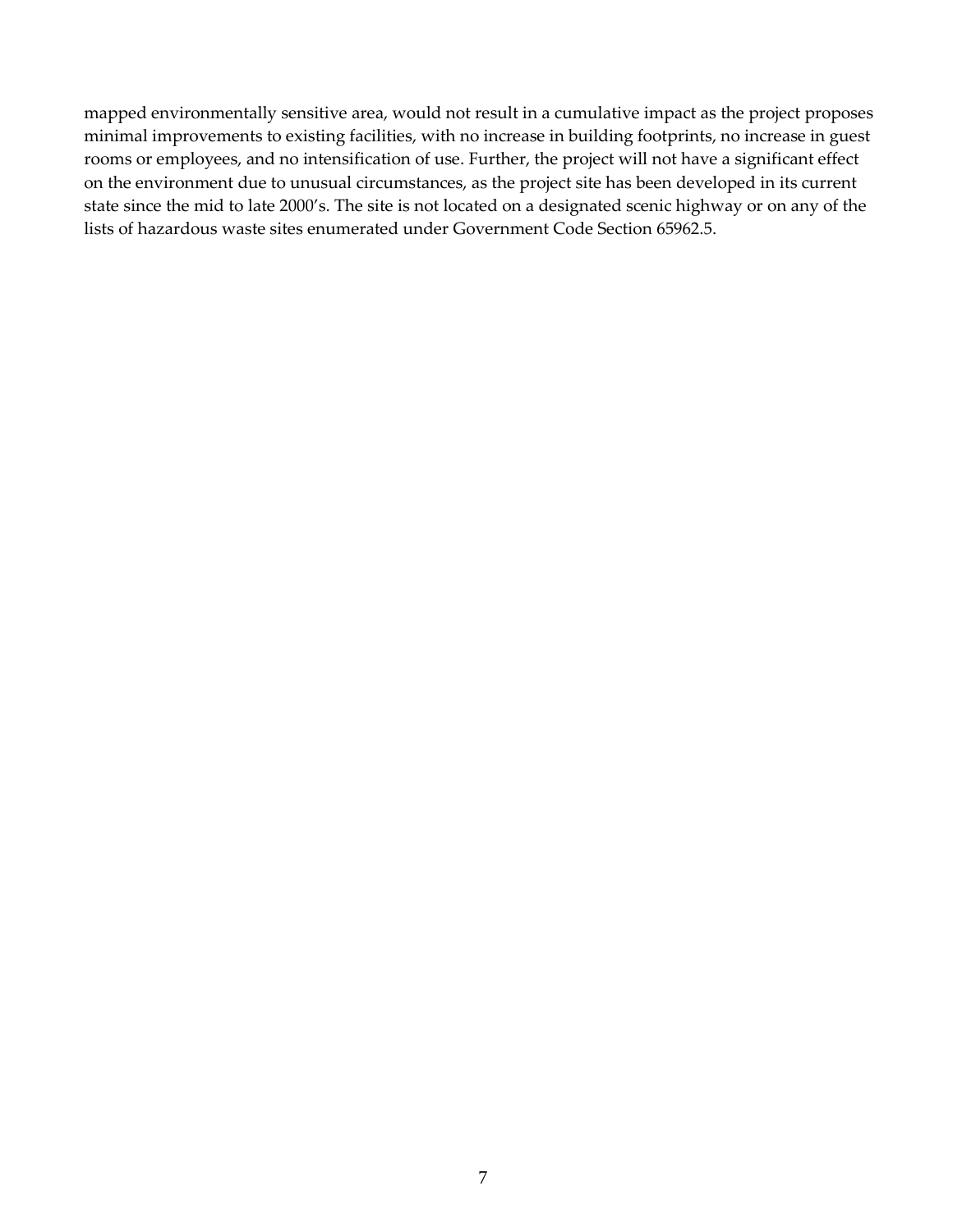mapped environmentally sensitive area, would not result in a cumulative impact as the project proposes minimal improvements to existing facilities, with no increase in building footprints, no increase in guest rooms or employees, and no intensification of use. Further, the project will not have a significant effect on the environment due to unusual circumstances, as the project site has been developed in its current state since the mid to late 2000's. The site is not located on a designated scenic highway or on any of the lists of hazardous waste sites enumerated under Government Code Section 65962.5.